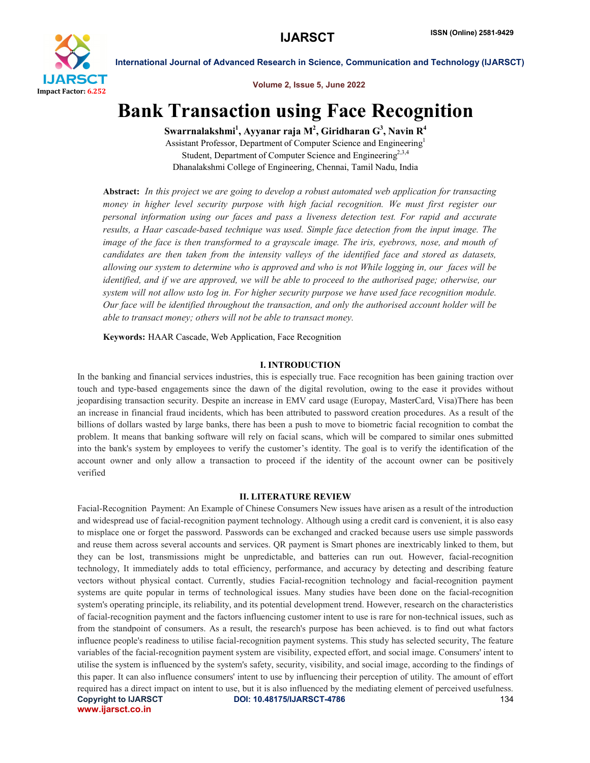# Bank Transaction using Face Recognition

**Swarrnalakshmi[1], Ayyanar raja M[2], Giridharan G[3], Navin R[4]**

Assistant Professor, Department of Computer Science and Engineering[1]

Student, Department of Computer Science and Engineering[2,3,4]

Dhanalakshmi College of Engineering, Chennai, Tamil Nadu, India

**Abstract:** *In this project we are going to develop a robust automated web application for transacting money in higher level security purpose with high facial recognition. We must first register our personal information using our faces and pass a liveness detection test. For rapid and accurate results, a Haar cascade-based technique was used. Simple face detection from the input image. The image of the face is then transformed to a grayscale image. The iris, eyebrows, nose, and mouth of candidates are then taken from the intensity valleys of the identified face and stored as datasets, allowing our system to determine who is approved and who is not While logging in, our faces will be identified, and if we are approved, we will be able to proceed to the authorised page; otherwise, our system will not allow usto log in. For higher security purpose we have used face recognition module. Our face will be identified throughout the transaction, and only the authorised account holder will be able to transact money; others will not be able to transact money.*

**Keywords:** HAAR Cascade, Web Application, Face Recognition

## I. INTRODUCTION

In the banking and financial services industries, this is especially true. Face recognition has been gaining traction over touch and type-based engagements since the dawn of the digital revolution, owing to the ease it provides without jeopardising transaction security. Despite an increase in EMV card usage (Europay, MasterCard, Visa)There has been an increase in financial fraud incidents, which has been attributed to password creation procedures. As a result of the billions of dollars wasted by large banks, there has been a push to move to biometric facial recognition to combat the problem. It means that banking software will rely on facial scans, which will be compared to similar ones submitted into the bank's system by employees to verify the customer's identity. The goal is to verify the identification of the account owner and only allow a transaction to proceed if the identity of the account owner can be positively verified

## II. LITERATURE REVIEW

Facial-Recognition Payment: An Example of Chinese Consumers New issues have arisen as a result of the introduction and widespread use of facial-recognition payment technology. Although using a credit card is convenient, it is also easy to misplace one or forget the password. Passwords can be exchanged and cracked because users use simple passwords and reuse them across several accounts and services. QR payment is Smart phones are inextricably linked to them, but they can be lost, transmissions might be unpredictable, and batteries can run out. However, facial-recognition technology, It immediately adds to total efficiency, performance, and accuracy by detecting and describing feature vectors without physical contact. Currently, studies Facial-recognition technology and facial-recognition payment systems are quite popular in terms of technological issues. Many studies have been done on the facial-recognition system's operating principle, its reliability, and its potential development trend. However, research on the characteristics of facial-recognition payment and the factors influencing customer intent to use is rare for non-technical issues, such as from the standpoint of consumers. As a result, the research's purpose has been achieved. is to find out what factors influence people's readiness to utilise facial-recognition payment systems. This study has selected security, The feature variables of the facial-recognition payment system are visibility, expected effort, and social image. Consumers' intent to utilise the system is influenced by the system's safety, security, visibility, and social image, according to the findings of this paper. It can also influence consumers' intent to use by influencing their perception of utility. The amount of effort required has a direct impact on intent to use, but it is also influenced by the mediating element of perceived usefulness.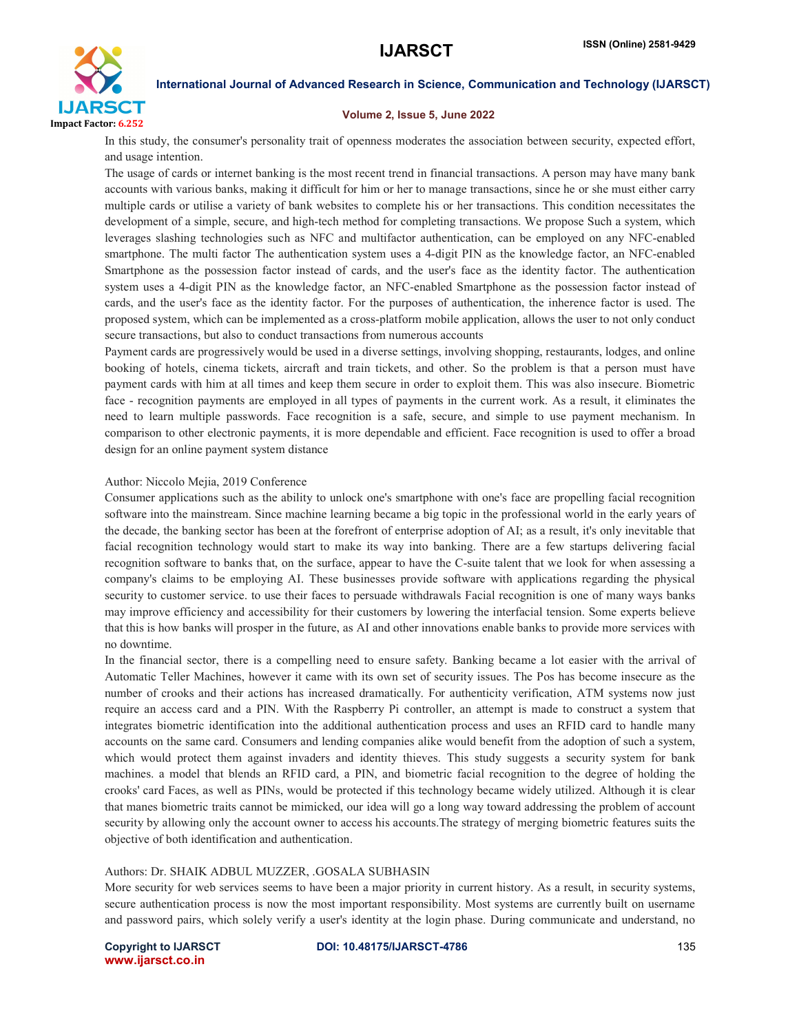In this study, the consumer's personality trait of openness moderates the association between security, expected effort, and usage intention.

The usage of cards or internet banking is the most recent trend in financial transactions. A person may have many bank accounts with various banks, making it difficult for him or her to manage transactions, since he or she must either carry multiple cards or utilise a variety of bank websites to complete his or her transactions. This condition necessitates the development of a simple, secure, and high-tech method for completing transactions. We propose Such a system, which leverages slashing technologies such as NFC and multifactor authentication, can be employed on any NFC-enabled smartphone. The multi factor The authentication system uses a 4-digit PIN as the knowledge factor, an NFC-enabled Smartphone as the possession factor instead of cards, and the user's face as the identity factor. The authentication system uses a 4-digit PIN as the knowledge factor, an NFC-enabled Smartphone as the possession factor instead of cards, and the user's face as the identity factor. For the purposes of authentication, the inherence factor is used. The proposed system, which can be implemented as a cross-platform mobile application, allows the user to not only conduct secure transactions, but also to conduct transactions from numerous accounts

Payment cards are progressively would be used in a diverse settings, involving shopping, restaurants, lodges, and online booking of hotels, cinema tickets, aircraft and train tickets, and other. So the problem is that a person must have payment cards with him at all times and keep them secure in order to exploit them. This was also insecure. Biometric face - recognition payments are employed in all types of payments in the current work. As a result, it eliminates the need to learn multiple passwords. Face recognition is a safe, secure, and simple to use payment mechanism. In comparison to other electronic payments, it is more dependable and efficient. Face recognition is used to offer a broad design for an online payment system distance

Author: Niccolo Mejia, 2019 Conference

Consumer applications such as the ability to unlock one's smartphone with one's face are propelling facial recognition software into the mainstream. Since machine learning became a big topic in the professional world in the early years of the decade, the banking sector has been at the forefront of enterprise adoption of AI; as a result, it's only inevitable that facial recognition technology would start to make its way into banking. There are a few startups delivering facial recognition software to banks that, on the surface, appear to have the C-suite talent that we look for when assessing a company's claims to be employing AI. These businesses provide software with applications regarding the physical security to customer service. to use their faces to persuade withdrawals Facial recognition is one of many ways banks may improve efficiency and accessibility for their customers by lowering the interfacial tension. Some experts believe that this is how banks will prosper in the future, as AI and other innovations enable banks to provide more services with no downtime.

In the financial sector, there is a compelling need to ensure safety. Banking became a lot easier with the arrival of Automatic Teller Machines, however it came with its own set of security issues. The Pos has become insecure as the number of crooks and their actions has increased dramatically. For authenticity verification, ATM systems now just require an access card and a PIN. With the Raspberry Pi controller, an attempt is made to construct a system that integrates biometric identification into the additional authentication process and uses an RFID card to handle many accounts on the same card. Consumers and lending companies alike would benefit from the adoption of such a system, which would protect them against invaders and identity thieves. This study suggests a security system for bank machines. a model that blends an RFID card, a PIN, and biometric facial recognition to the degree of holding the crooks' card Faces, as well as PINs, would be protected if this technology became widely utilized. Although it is clear that manes biometric traits cannot be mimicked, our idea will go a long way toward addressing the problem of account security by allowing only the account owner to access his accounts.The strategy of merging biometric features suits the objective of both identification and authentication.

Authors: Dr. SHAIK ADBUL MUZZER, .GOSALA SUBHASIN

More security for web services seems to have been a major priority in current history. As a result, in security systems, secure authentication process is now the most important responsibility. Most systems are currently built on username and password pairs, which solely verify a user's identity at the login phase. During communicate and understand, no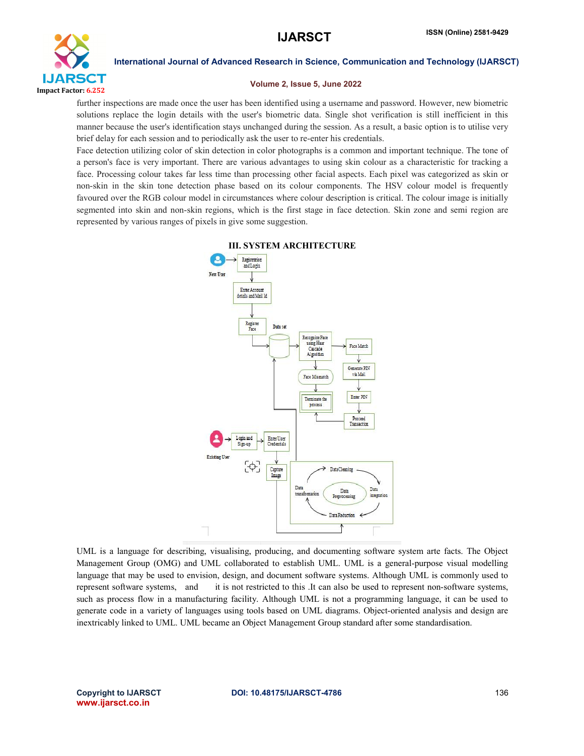further inspections are made once the user has been identified using a username and password. However, new biometric solutions replace the login details with the user's biometric data. Single shot verification is still inefficient in this manner because the user's identification stays unchanged during the session. As a result, a basic option is to utilise very brief delay for each session and to periodically ask the user to re-enter his credentials.

Face detection utilizing color of skin detection in color photographs is a common and important technique. The tone of a person's face is very important. There are various advantages to using skin colour as a characteristic for tracking a face. Processing colour takes far less time than processing other facial aspects. Each pixel was categorized as skin or non-skin in the skin tone detection phase based on its colour components. The HSV colour model is frequently favoured over the RGB colour model in circumstances where colour description is critical. The colour image is initially segmented into skin and non-skin regions, which is the first stage in face detection. Skin zone and semi region are represented by various ranges of pixels in give some suggestion.

## III. SYSTEM ARCHITECTURE

UML is a language for describing, visualising, producing, and documenting software system arte facts. The Object Management Group (OMG) and UML collaborated to establish UML. UML is a general-purpose visual modelling language that may be used to envision, design, and document software systems. Although UML is commonly used to represent software systems, and it is not restricted to this .It can also be used to represent non-software systems, such as process flow in a manufacturing facility. Although UML is not a programming language, it can be used to generate code in a variety of languages using tools based on UML diagrams. Object-oriented analysis and design are inextricably linked to UML. UML became an Object Management Group standard after some standardisation.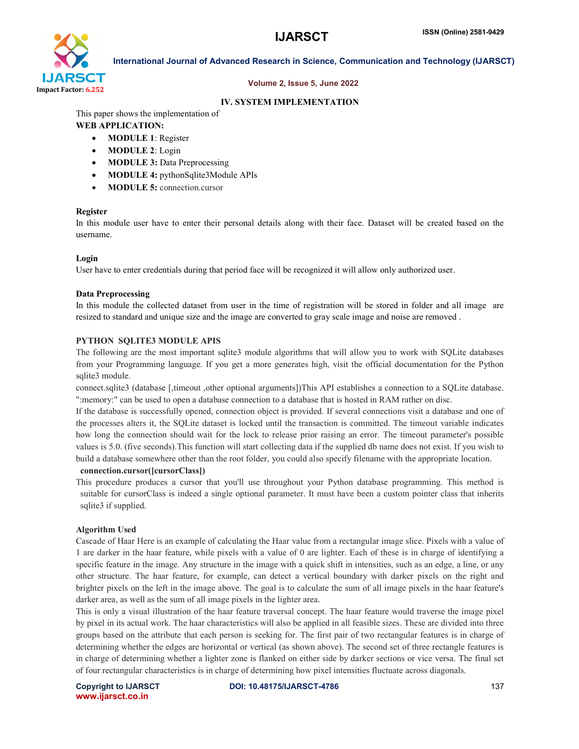## IV. SYSTEM IMPLEMENTATION

This paper shows the implementation of

**WEB APPLICATION:**

- **MODULE 1**: Register
- **MODULE 2**: Login
- **MODULE 3:** Data Preprocessing
- **MODULE 4:** pythonSqlite3Module APIs
- **MODULE 5:** connection.cursor

**Register**

In this module user have to enter their personal details along with their face. Dataset will be created based on the username.

**Login**

User have to enter credentials during that period face will be recognized it will allow only authorized user.

**Data Preprocessing**

In this module the collected dataset from user in the time of registration will be stored in folder and all image are resized to standard and unique size and the image are converted to gray scale image and noise are removed .

**PYTHON SQLITE3 MODULE APIS**

The following are the most important sqlite3 module algorithms that will allow you to work with SQLite databases from your Programming language. If you get a more generates high, visit the official documentation for the Python sqlite3 module.

connect.sqlite3 (database [,timeout ,other optional arguments])This API establishes a connection to a SQLite database. ":memory:" can be used to open a database connection to a database that is hosted in RAM rather on disc.

If the database is successfully opened, connection object is provided. If several connections visit a database and one of the processes alters it, the SQLite dataset is locked until the transaction is committed. The timeout variable indicates how long the connection should wait for the lock to release prior raising an error. The timeout parameter's possible values is 5.0. (five seconds).This function will start collecting data if the supplied db name does not exist. If you wish to build a database somewhere other than the root folder, you could also specify filename with the appropriate location.

**connection.cursor([cursorClass])**

This procedure produces a cursor that you'll use throughout your Python database programming. This method is suitable for cursorClass is indeed a single optional parameter. It must have been a custom pointer class that inherits sqlite3 if supplied.

**Algorithm Used**

Cascade of Haar Here is an example of calculating the Haar value from a rectangular image slice. Pixels with a value of 1 are darker in the haar feature, while pixels with a value of 0 are lighter. Each of these is in charge of identifying a specific feature in the image. Any structure in the image with a quick shift in intensities, such as an edge, a line, or any other structure. The haar feature, for example, can detect a vertical boundary with darker pixels on the right and brighter pixels on the left in the image above. The goal is to calculate the sum of all image pixels in the haar feature's darker area, as well as the sum of all image pixels in the lighter area.

This is only a visual illustration of the haar feature traversal concept. The haar feature would traverse the image pixel by pixel in its actual work. The haar characteristics will also be applied in all feasible sizes. These are divided into three groups based on the attribute that each person is seeking for. The first pair of two rectangular features is in charge of determining whether the edges are horizontal or vertical (as shown above). The second set of three rectangle features is in charge of determining whether a lighter zone is flanked on either side by darker sections or vice versa. The final set of four rectangular characteristics is in charge of determining how pixel intensities fluctuate across diagonals.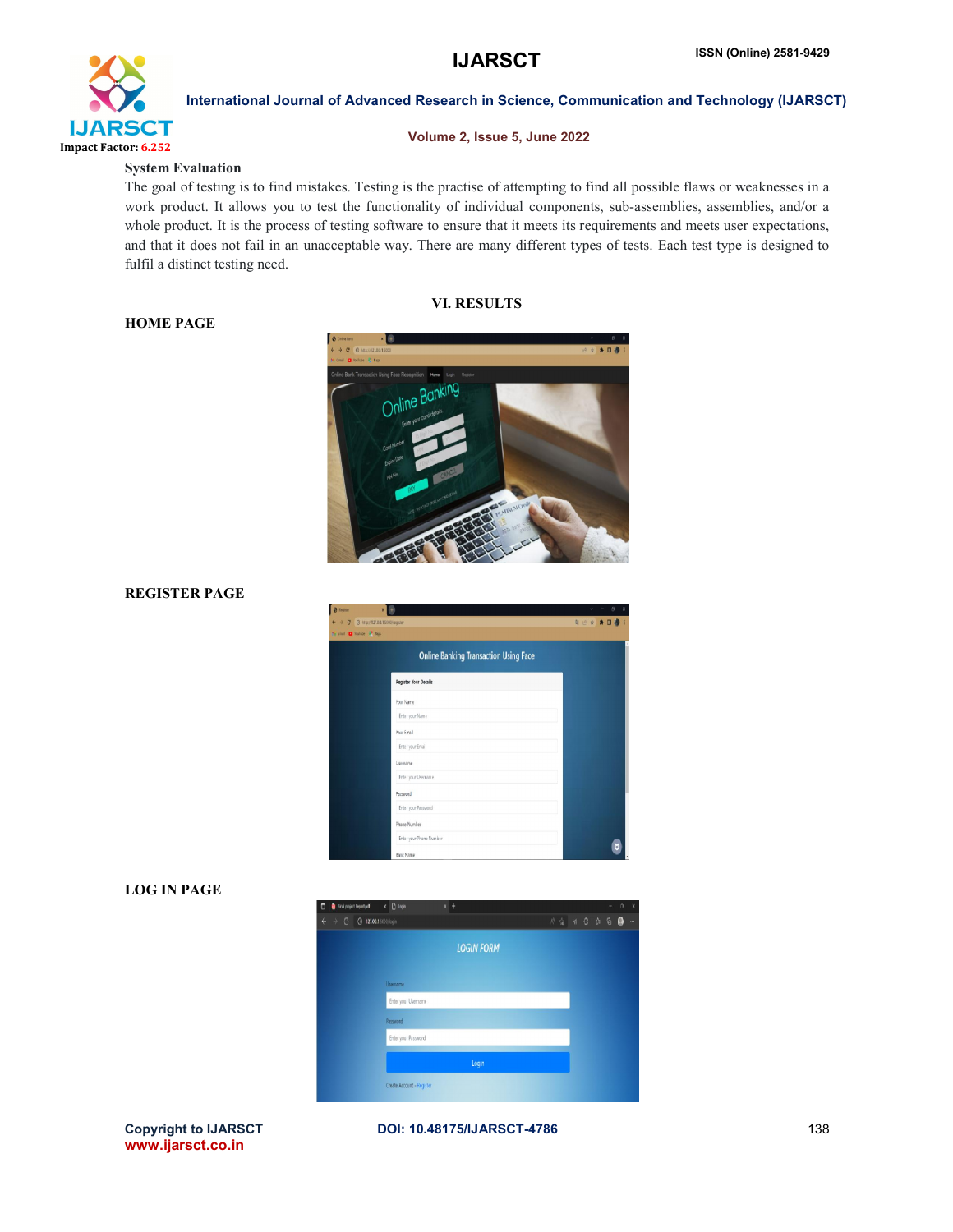**System Evaluation**

The goal of testing is to find mistakes. Testing is the practise of attempting to find all possible flaws or weaknesses in a work product. It allows you to test the functionality of individual components, sub-assemblies, assemblies, and/or a whole product. It is the process of testing software to ensure that it meets its requirements and meets user expectations, and that it does not fail in an unacceptable way. There are many different types of tests. Each test type is designed to fulfil a distinct testing need.

## VI. RESULTS

**HOME PAGE**

**REGISTER PAGE**

**LOG IN PAGE**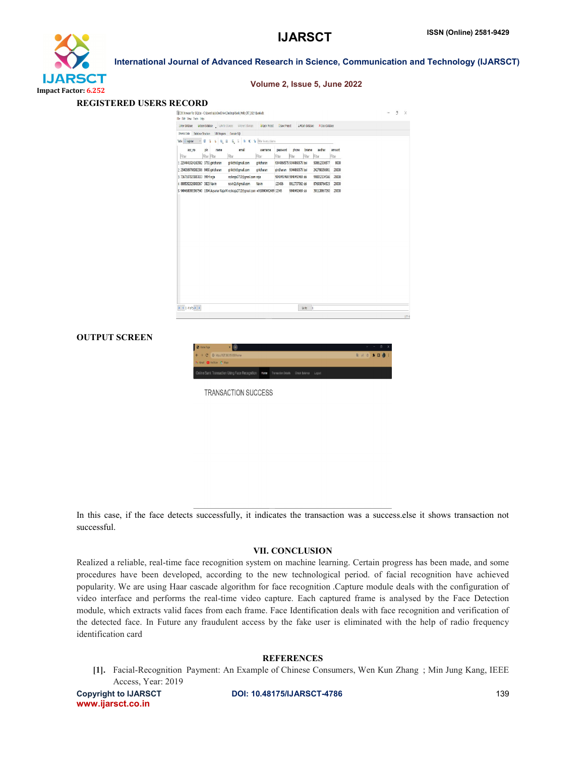**REGISTERED USERS RECORD**

**OUTPUT SCREEN**

In this case, if the face detects successfully, it indicates the transaction was a success.else it shows transaction not successful.

## VII. CONCLUSION

Realized a reliable, real-time face recognition system on machine learning. Certain progress has been made, and some procedures have been developed, according to the new technological period. of facial recognition have achieved popularity. We are using Haar cascade algorithm for face recognition .Capture module deals with the configuration of video interface and performs the real-time video capture. Each captured frame is analysed by the Face Detection module, which extracts valid faces from each frame. Face Identification deals with face recognition and verification of the detected face. In Future any fraudulent access by the fake user is eliminated with the help of radio frequency identification card

## REFERENCES

[1]. Facial-Recognition Payment: An Example of Chinese Consumers, Wen Kun Zhang ; Min Jung Kang, IEEE Access, Year: 2019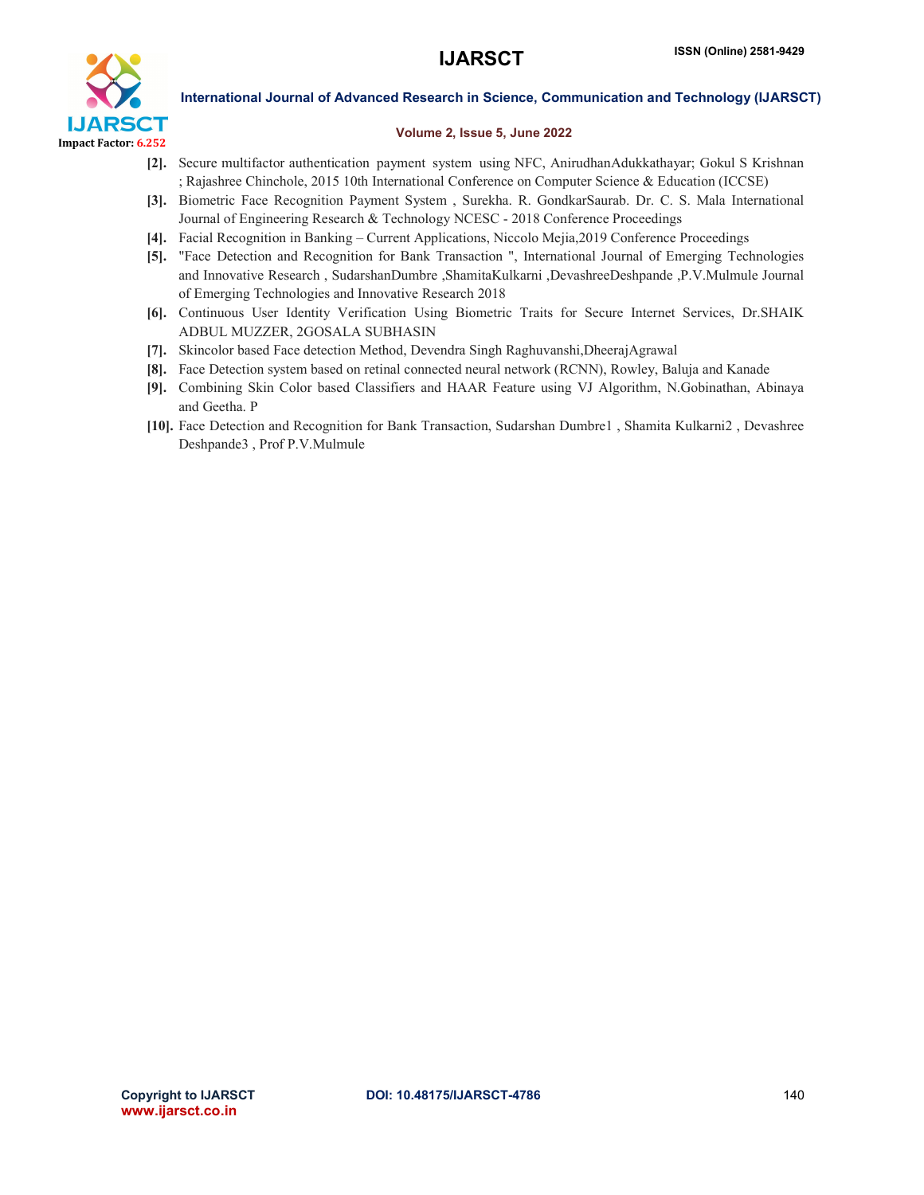[2]. Secure multifactor authentication payment system using NFC, AnirudhanAdukkathayar; Gokul S Krishnan ; Rajashree Chinchole, 2015 10th International Conference on Computer Science & Education (ICCSE)

[3]. Biometric Face Recognition Payment System , Surekha. R. GondkarSaurab. Dr. C. S. Mala International Journal of Engineering Research & Technology NCESC - 2018 Conference Proceedings

[4]. Facial Recognition in Banking – Current Applications, Niccolo Mejia,2019 Conference Proceedings

[5]. "Face Detection and Recognition for Bank Transaction ", International Journal of Emerging Technologies and Innovative Research , SudarshanDumbre ,ShamitaKulkarni ,DevashreeDeshpande ,P.V.Mulmule Journal of Emerging Technologies and Innovative Research 2018

[6]. Continuous User Identity Verification Using Biometric Traits for Secure Internet Services, Dr.SHAIK ADBUL MUZZER, 2GOSALA SUBHASIN

[7]. Skincolor based Face detection Method, Devendra Singh Raghuvanshi,DheerajAgrawal

[8]. Face Detection system based on retinal connected neural network (RCNN), Rowley, Baluja and Kanade

[9]. Combining Skin Color based Classifiers and HAAR Feature using VJ Algorithm, N.Gobinathan, Abinaya and Geetha. P

[10]. Face Detection and Recognition for Bank Transaction, Sudarshan Dumbre1 , Shamita Kulkarni2 , Devashree Deshpande3 , Prof P.V.Mulmule